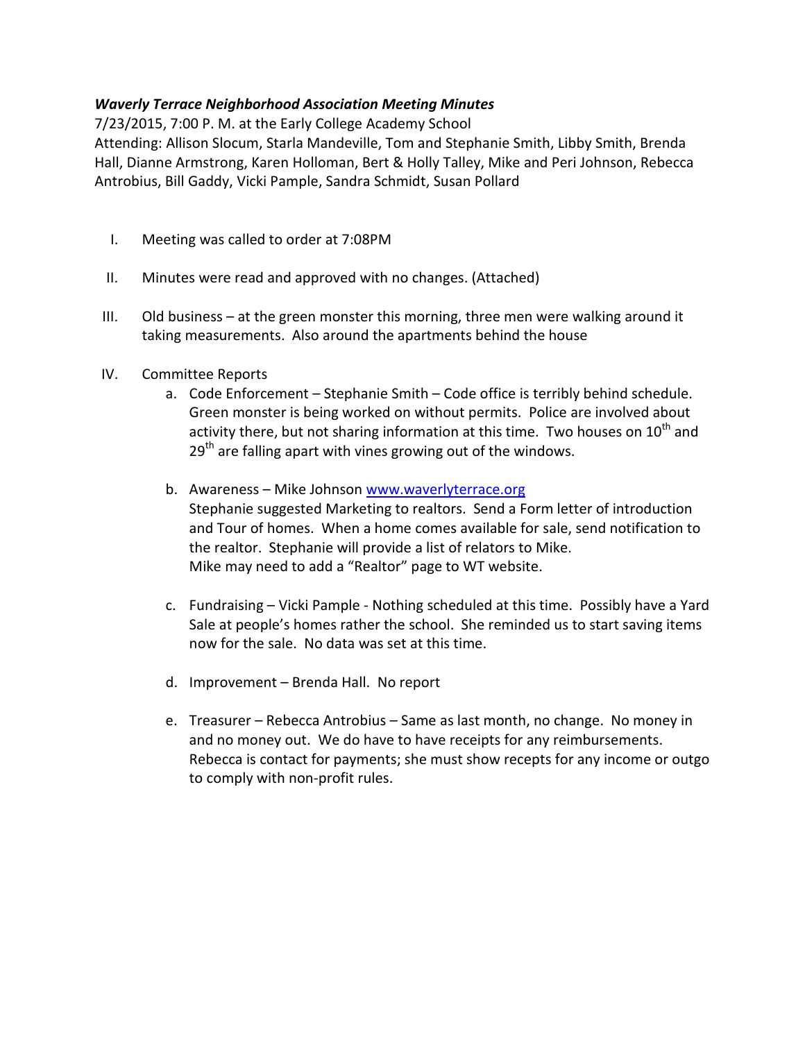***Waverly Terrace Neighborhood Association Meeting Minutes***

7/23/2015, 7:00 P. M. at the Early College Academy School

Attending: Allison Slocum, Starla Mandeville, Tom and Stephanie Smith, Libby Smith, Brenda Hall, Dianne Armstrong, Karen Holloman, Bert & Holly Talley, Mike and Peri Johnson, Rebecca Antrobius, Bill Gaddy, Vicki Pample, Sandra Schmidt, Susan Pollard

I. Meeting was called to order at 7:08PM

II. Minutes were read and approved with no changes. (Attached)

III. Old business – at the green monster this morning, three men were walking around it taking measurements. Also around the apartments behind the house

IV. Committee Reports

   a. Code Enforcement – Stephanie Smith – Code office is terribly behind schedule. Green monster is being worked on without permits. Police are involved about activity there, but not sharing information at this time. Two houses on 10th and 29th are falling apart with vines growing out of the windows.

   b. Awareness – Mike Johnson [www.waverlyterrace.org](www.waverlyterrace.org)
   Stephanie suggested Marketing to realtors. Send a Form letter of introduction and Tour of homes. When a home comes available for sale, send notification to the realtor. Stephanie will provide a list of relators to Mike.
   Mike may need to add a "Realtor" page to WT website.

   c. Fundraising – Vicki Pample - Nothing scheduled at this time. Possibly have a Yard Sale at people's homes rather the school. She reminded us to start saving items now for the sale. No data was set at this time.

   d. Improvement – Brenda Hall. No report

   e. Treasurer – Rebecca Antrobius – Same as last month, no change. No money in and no money out. We do have to have receipts for any reimbursements. Rebecca is contact for payments; she must show recepts for any income or outgo to comply with non-profit rules.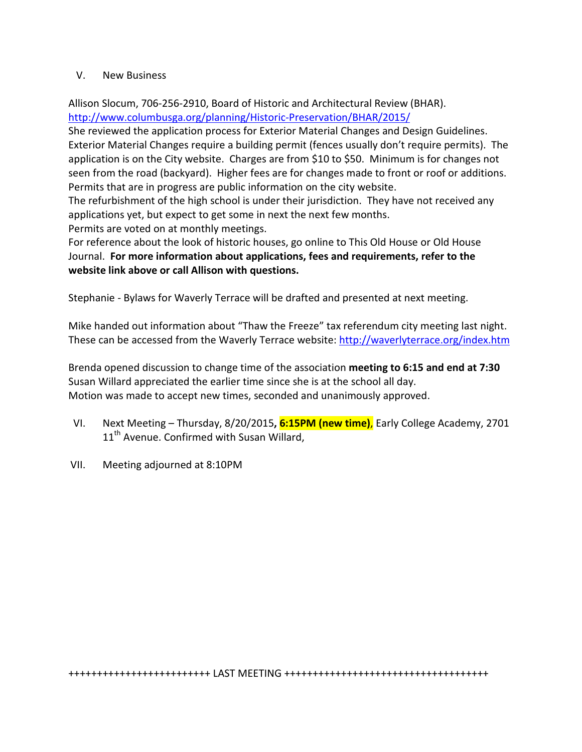V. New Business

Allison Slocum, 706-256-2910, Board of Historic and Architectural Review (BHAR).
http://www.columbusga.org/planning/Historic-Preservation/BHAR/2015/
She reviewed the application process for Exterior Material Changes and Design Guidelines. Exterior Material Changes require a building permit (fences usually don't require permits). The application is on the City website. Charges are from $10 to $50. Minimum is for changes not seen from the road (backyard). Higher fees are for changes made to front or roof or additions. Permits that are in progress are public information on the city website.
The refurbishment of the high school is under their jurisdiction. They have not received any applications yet, but expect to get some in next the next few months.
Permits are voted on at monthly meetings.
For reference about the look of historic houses, go online to This Old House or Old House Journal. **For more information about applications, fees and requirements, refer to the website link above or call Allison with questions.**

Stephanie - Bylaws for Waverly Terrace will be drafted and presented at next meeting.

Mike handed out information about "Thaw the Freeze" tax referendum city meeting last night. These can be accessed from the Waverly Terrace website: http://waverlyterrace.org/index.htm

Brenda opened discussion to change time of the association **meeting to 6:15 and end at 7:30**
Susan Willard appreciated the earlier time since she is at the school all day.
Motion was made to accept new times, seconded and unanimously approved.

VI. Next Meeting – Thursday, 8/20/2015**, 6:15PM (new time)**, Early College Academy, 2701 11th Avenue. Confirmed with Susan Willard,

VII. Meeting adjourned at 8:10PM

+++++++++++++++++++++++++ LAST MEETING +++++++++++++++++++++++++++++++++++++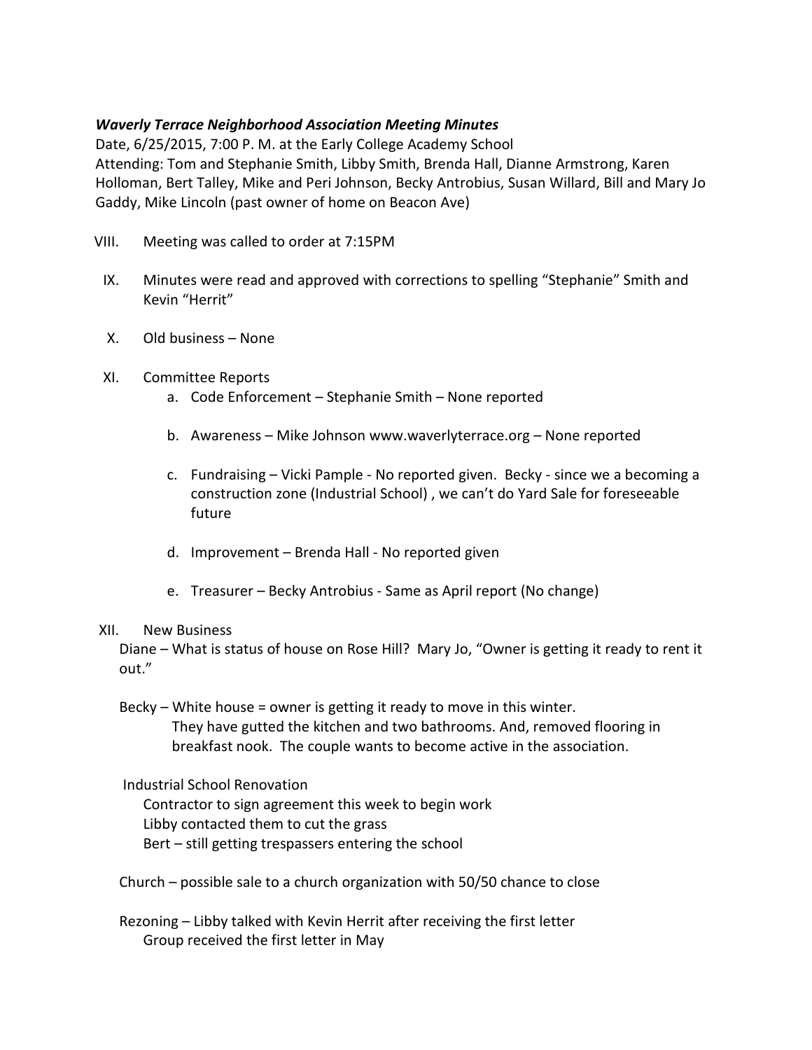***Waverly Terrace Neighborhood Association Meeting Minutes***

Date, 6/25/2015, 7:00 P. M. at the Early College Academy School
Attending: Tom and Stephanie Smith, Libby Smith, Brenda Hall, Dianne Armstrong, Karen Holloman, Bert Talley, Mike and Peri Johnson, Becky Antrobius, Susan Willard, Bill and Mary Jo Gaddy, Mike Lincoln (past owner of home on Beacon Ave)

VIII. Meeting was called to order at 7:15PM

IX. Minutes were read and approved with corrections to spelling "Stephanie" Smith and Kevin "Herrit"

X. Old business – None

XI. Committee Reports
   a. Code Enforcement – Stephanie Smith – None reported

   b. Awareness – Mike Johnson www.waverlyterrace.org – None reported

   c. Fundraising – Vicki Pample - No reported given. Becky - since we a becoming a construction zone (Industrial School) , we can't do Yard Sale for foreseeable future

   d. Improvement – Brenda Hall - No reported given

   e. Treasurer – Becky Antrobius - Same as April report (No change)

XII. New Business

Diane – What is status of house on Rose Hill? Mary Jo, "Owner is getting it ready to rent it out."

Becky – White house = owner is getting it ready to move in this winter.
They have gutted the kitchen and two bathrooms. And, removed flooring in breakfast nook. The couple wants to become active in the association.

Industrial School Renovation
Contractor to sign agreement this week to begin work
Libby contacted them to cut the grass
Bert – still getting trespassers entering the school

Church – possible sale to a church organization with 50/50 chance to close

Rezoning – Libby talked with Kevin Herrit after receiving the first letter
Group received the first letter in May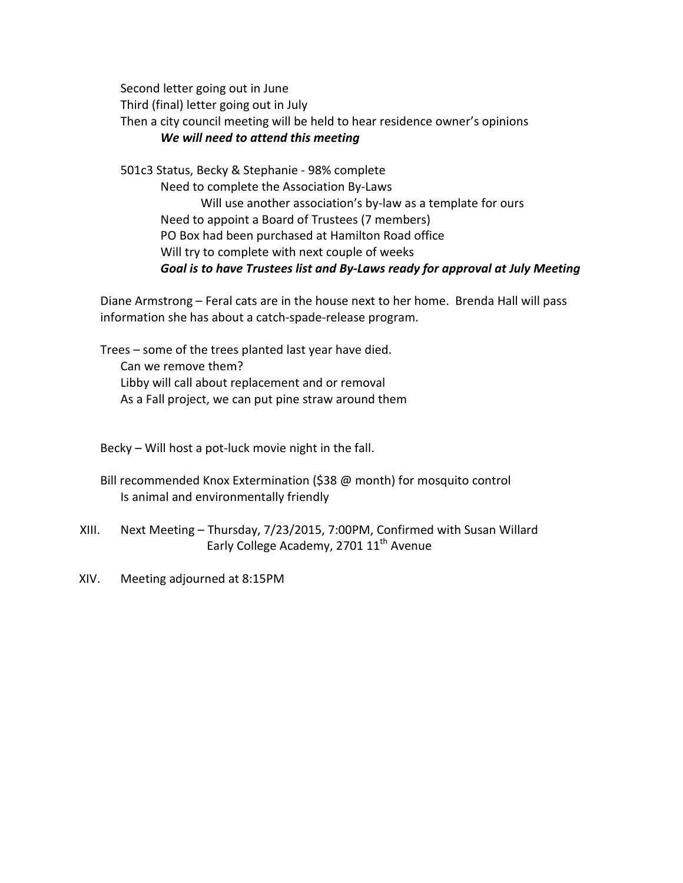Second letter going out in June
Third (final) letter going out in July
Then a city council meeting will be held to hear residence owner's opinions
***We will need to attend this meeting***

501c3 Status, Becky & Stephanie - 98% complete
- Need to complete the Association By-Laws
  - Will use another association's by-law as a template for ours
- Need to appoint a Board of Trustees (7 members)
- PO Box had been purchased at Hamilton Road office
- Will try to complete with next couple of weeks
- ***Goal is to have Trustees list and By-Laws ready for approval at July Meeting***

Diane Armstrong – Feral cats are in the house next to her home. Brenda Hall will pass information she has about a catch-spade-release program.

Trees – some of the trees planted last year have died.
Can we remove them?
Libby will call about replacement and or removal
As a Fall project, we can put pine straw around them

Becky – Will host a pot-luck movie night in the fall.

Bill recommended Knox Extermination ($38 @ month) for mosquito control
Is animal and environmentally friendly

XIII. Next Meeting – Thursday, 7/23/2015, 7:00PM, Confirmed with Susan Willard
Early College Academy, 2701 11th Avenue

XIV. Meeting adjourned at 8:15PM